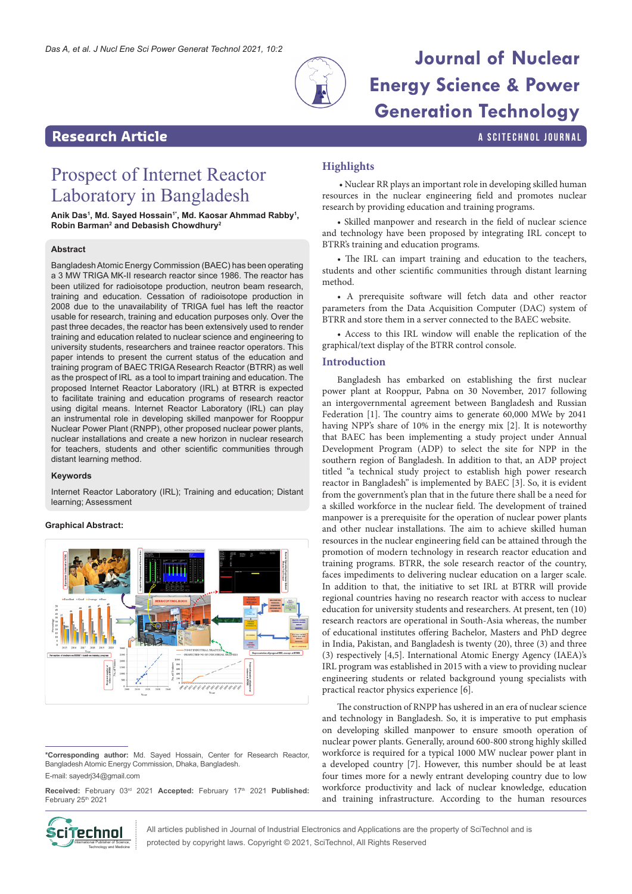Research Article

# Prospect of Internet Reactor Laboratory in Bangladesh

**Anik Das[1], Md. Sayed Hossain[1*], Md. Kaosar Ahmmad Rabby[1], Robin Barman[2] and Debasish Chowdhury[2]**

## Abstract

Bangladesh Atomic Energy Commission (BAEC) has been operating a 3 MW TRIGA MK-II research reactor since 1986. The reactor has been utilized for radioisotope production, neutron beam research, training and education. Cessation of radioisotope production in 2008 due to the unavailability of TRIGA fuel has left the reactor usable for research, training and education purposes only. Over the past three decades, the reactor has been extensively used to render training and education related to nuclear science and engineering to university students, researchers and trainee reactor operators. This paper intends to present the current status of the education and training program of BAEC TRIGA Research Reactor (BTRR) as well as the prospect of IRL as a tool to impart training and education. The proposed Internet Reactor Laboratory (IRL) at BTRR is expected to facilitate training and education programs of research reactor using digital means. Internet Reactor Laboratory (IRL) can play an instrumental role in developing skilled manpower for Rooppur Nuclear Power Plant (RNPP), other proposed nuclear power plants, nuclear installations and create a new horizon in nuclear research for teachers, students and other scientific communities through distant learning method.

### Keywords

Internet Reactor Laboratory (IRL); Training and education; Distant learning; Assessment

### Graphical Abstract:

*Corresponding author: Md. Sayed Hossain, Center for Research Reactor, Bangladesh Atomic Energy Commission, Dhaka, Bangladesh.

E-mail: sayedrj34@gmail.com

**Received:** February 03[rd] 2021 **Accepted:** February 17[th] 2021 **Published:** February 25[th] 2021

## Highlights

- Nuclear RR plays an important role in developing skilled human resources in the nuclear engineering field and promotes nuclear research by providing education and training programs.
- Skilled manpower and research in the field of nuclear science and technology have been proposed by integrating IRL concept to BTRR's training and education programs.
- The IRL can impart training and education to the teachers, students and other scientific communities through distant learning method.
- A prerequisite software will fetch data and other reactor parameters from the Data Acquisition Computer (DAC) system of BTRR and store them in a server connected to the BAEC website.
- Access to this IRL window will enable the replication of the graphical/text display of the BTRR control console.

## Introduction

Bangladesh has embarked on establishing the first nuclear power plant at Rooppur, Pabna on 30 November, 2017 following an intergovernmental agreement between Bangladesh and Russian Federation [1]. The country aims to generate 60,000 MWe by 2041 having NPP's share of 10% in the energy mix [2]. It is noteworthy that BAEC has been implementing a study project under Annual Development Program (ADP) to select the site for NPP in the southern region of Bangladesh. In addition to that, an ADP project titled "a technical study project to establish high power research reactor in Bangladesh" is implemented by BAEC [3]. So, it is evident from the government's plan that in the future there shall be a need for a skilled workforce in the nuclear field. The development of trained manpower is a prerequisite for the operation of nuclear power plants and other nuclear installations. The aim to achieve skilled human resources in the nuclear engineering field can be attained through the promotion of modern technology in research reactor education and training programs. BTRR, the sole research reactor of the country, faces impediments to delivering nuclear education on a larger scale. In addition to that, the initiative to set IRL at BTRR will provide regional countries having no research reactor with access to nuclear education for university students and researchers. At present, ten (10) research reactors are operational in South-Asia whereas, the number of educational institutes offering Bachelor, Masters and PhD degree in India, Pakistan, and Bangladesh is twenty (20), three (3) and three (3) respectively [4,5]. International Atomic Energy Agency (IAEA)'s IRL program was established in 2015 with a view to providing nuclear engineering students or related background young specialists with practical reactor physics experience [6].

The construction of RNPP has ushered in an era of nuclear science and technology in Bangladesh. So, it is imperative to put emphasis on developing skilled manpower to ensure smooth operation of nuclear power plants. Generally, around 600-800 strong highly skilled workforce is required for a typical 1000 MW nuclear power plant in a developed country [7]. However, this number should be at least four times more for a newly entrant developing country due to low workforce productivity and lack of nuclear knowledge, education and training infrastructure. According to the human resources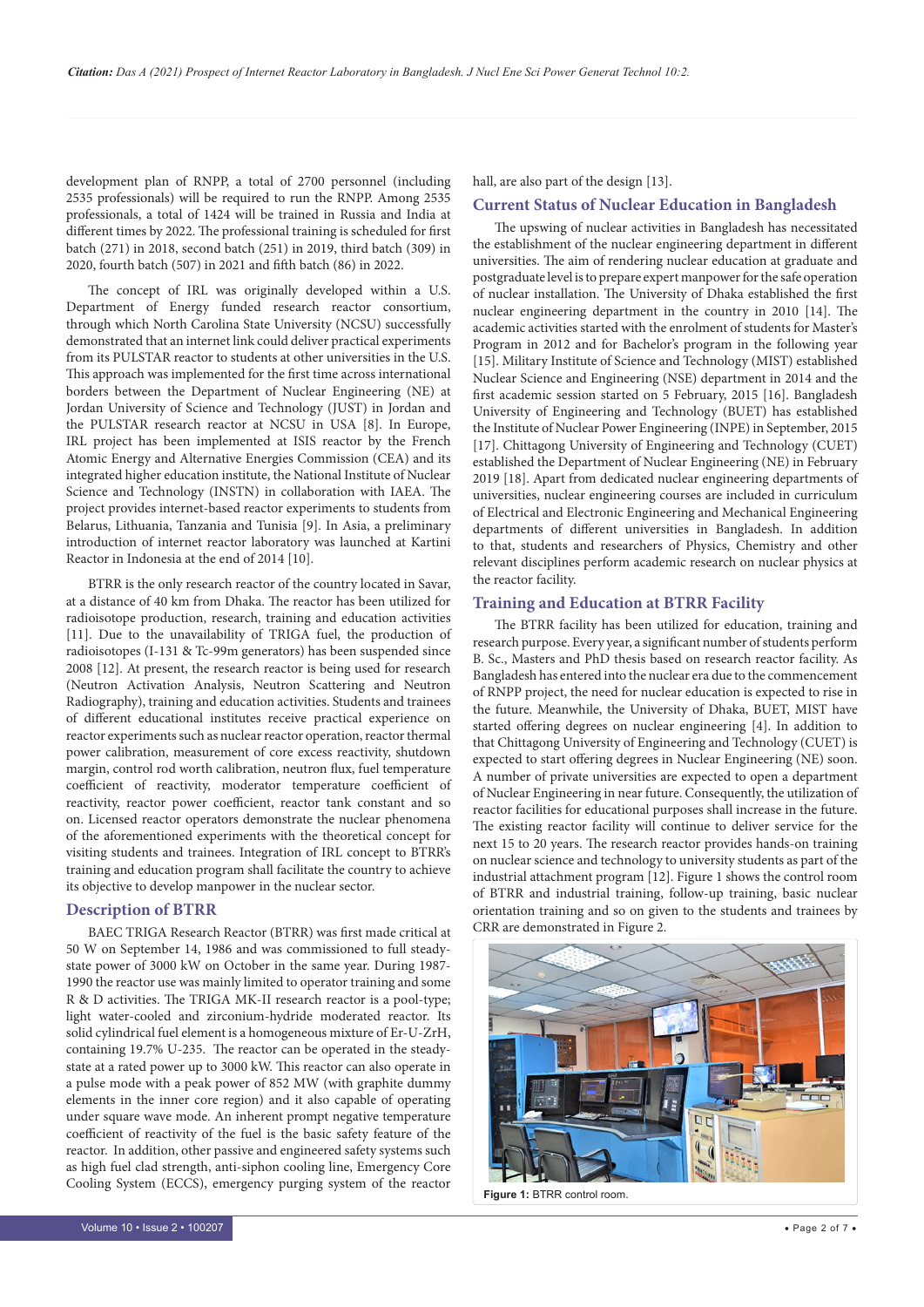development plan of RNPP, a total of 2700 personnel (including 2535 professionals) will be required to run the RNPP. Among 2535 professionals, a total of 1424 will be trained in Russia and India at different times by 2022. The professional training is scheduled for first batch (271) in 2018, second batch (251) in 2019, third batch (309) in 2020, fourth batch (507) in 2021 and fifth batch (86) in 2022.

The concept of IRL was originally developed within a U.S. Department of Energy funded research reactor consortium, through which North Carolina State University (NCSU) successfully demonstrated that an internet link could deliver practical experiments from its PULSTAR reactor to students at other universities in the U.S. This approach was implemented for the first time across international borders between the Department of Nuclear Engineering (NE) at Jordan University of Science and Technology (JUST) in Jordan and the PULSTAR research reactor at NCSU in USA [8]. In Europe, IRL project has been implemented at ISIS reactor by the French Atomic Energy and Alternative Energies Commission (CEA) and its integrated higher education institute, the National Institute of Nuclear Science and Technology (INSTN) in collaboration with IAEA. The project provides internet-based reactor experiments to students from Belarus, Lithuania, Tanzania and Tunisia [9]. In Asia, a preliminary introduction of internet reactor laboratory was launched at Kartini Reactor in Indonesia at the end of 2014 [10].

BTRR is the only research reactor of the country located in Savar, at a distance of 40 km from Dhaka. The reactor has been utilized for radioisotope production, research, training and education activities [11]. Due to the unavailability of TRIGA fuel, the production of radioisotopes (I-131 & Tc-99m generators) has been suspended since 2008 [12]. At present, the research reactor is being used for research (Neutron Activation Analysis, Neutron Scattering and Neutron Radiography), training and education activities. Students and trainees of different educational institutes receive practical experience on reactor experiments such as nuclear reactor operation, reactor thermal power calibration, measurement of core excess reactivity, shutdown margin, control rod worth calibration, neutron flux, fuel temperature coefficient of reactivity, moderator temperature coefficient of reactivity, reactor power coefficient, reactor tank constant and so on. Licensed reactor operators demonstrate the nuclear phenomena of the aforementioned experiments with the theoretical concept for visiting students and trainees. Integration of IRL concept to BTRR's training and education program shall facilitate the country to achieve its objective to develop manpower in the nuclear sector.

## Description of BTRR

BAEC TRIGA Research Reactor (BTRR) was first made critical at 50 W on September 14, 1986 and was commissioned to full steady-state power of 3000 kW on October in the same year. During 1987-1990 the reactor use was mainly limited to operator training and some R & D activities. The TRIGA MK-II research reactor is a pool-type; light water-cooled and zirconium-hydride moderated reactor. Its solid cylindrical fuel element is a homogeneous mixture of Er-U-ZrH, containing 19.7% U-235. The reactor can be operated in the steady-state at a rated power up to 3000 kW. This reactor can also operate in a pulse mode with a peak power of 852 MW (with graphite dummy elements in the inner core region) and it also capable of operating under square wave mode. An inherent prompt negative temperature coefficient of reactivity of the fuel is the basic safety feature of the reactor. In addition, other passive and engineered safety systems such as high fuel clad strength, anti-siphon cooling line, Emergency Core Cooling System (ECCS), emergency purging system of the reactor hall, are also part of the design [13].

## Current Status of Nuclear Education in Bangladesh

The upswing of nuclear activities in Bangladesh has necessitated the establishment of the nuclear engineering department in different universities. The aim of rendering nuclear education at graduate and postgraduate level is to prepare expert manpower for the safe operation of nuclear installation. The University of Dhaka established the first nuclear engineering department in the country in 2010 [14]. The academic activities started with the enrolment of students for Master's Program in 2012 and for Bachelor's program in the following year [15]. Military Institute of Science and Technology (MIST) established Nuclear Science and Engineering (NSE) department in 2014 and the first academic session started on 5 February, 2015 [16]. Bangladesh University of Engineering and Technology (BUET) has established the Institute of Nuclear Power Engineering (INPE) in September, 2015 [17]. Chittagong University of Engineering and Technology (CUET) established the Department of Nuclear Engineering (NE) in February 2019 [18]. Apart from dedicated nuclear engineering departments of universities, nuclear engineering courses are included in curriculum of Electrical and Electronic Engineering and Mechanical Engineering departments of different universities in Bangladesh. In addition to that, students and researchers of Physics, Chemistry and other relevant disciplines perform academic research on nuclear physics at the reactor facility.

## Training and Education at BTRR Facility

The BTRR facility has been utilized for education, training and research purpose. Every year, a significant number of students perform B. Sc., Masters and PhD thesis based on research reactor facility. As Bangladesh has entered into the nuclear era due to the commencement of RNPP project, the need for nuclear education is expected to rise in the future. Meanwhile, the University of Dhaka, BUET, MIST have started offering degrees on nuclear engineering [4]. In addition to that Chittagong University of Engineering and Technology (CUET) is expected to start offering degrees in Nuclear Engineering (NE) soon. A number of private universities are expected to open a department of Nuclear Engineering in near future. Consequently, the utilization of reactor facilities for educational purposes shall increase in the future. The existing reactor facility will continue to deliver service for the next 15 to 20 years. The research reactor provides hands-on training on nuclear science and technology to university students as part of the industrial attachment program [12]. Figure 1 shows the control room of BTRR and industrial training, follow-up training, basic nuclear orientation training and so on given to the students and trainees by CRR are demonstrated in Figure 2.

**Figure 1:** BTRR control room.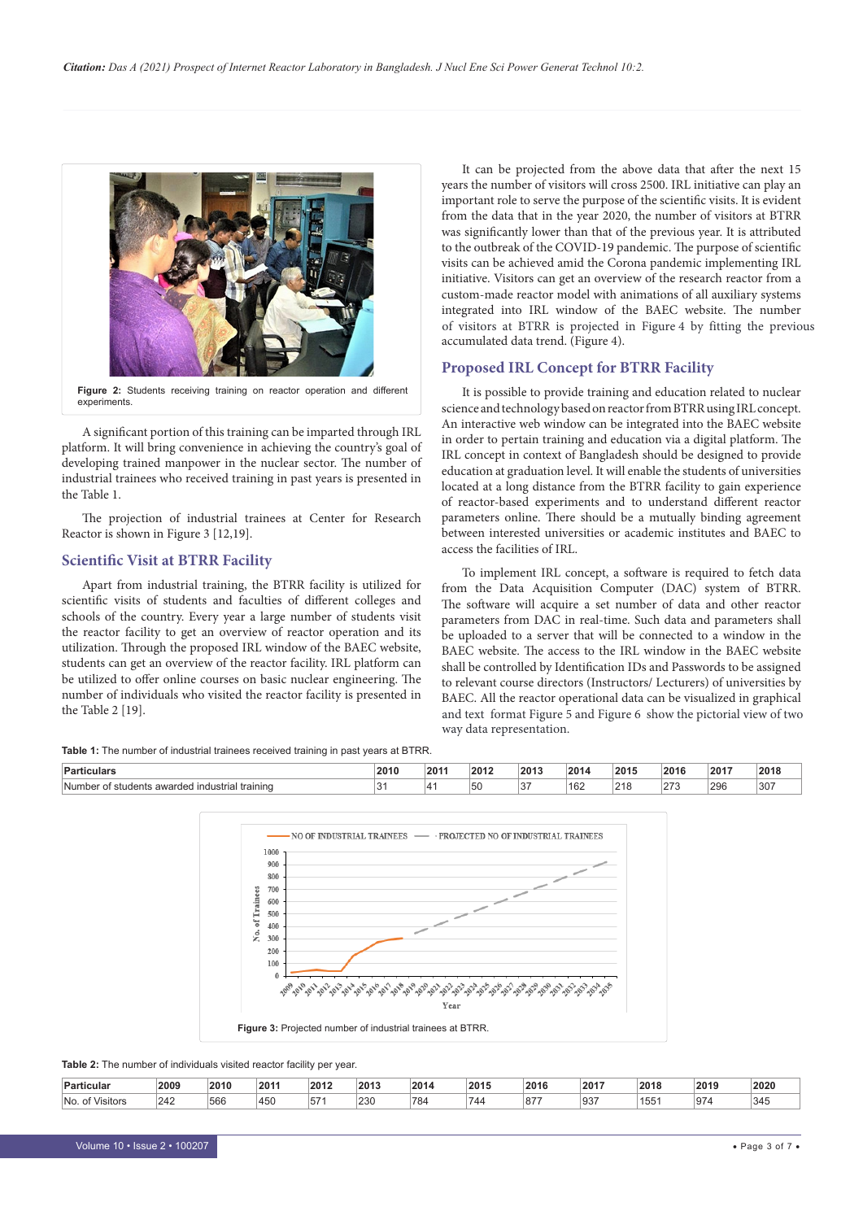Figure 2: Students receiving training on reactor operation and different experiments.

A significant portion of this training can be imparted through IRL platform. It will bring convenience in achieving the country's goal of developing trained manpower in the nuclear sector. The number of industrial trainees who received training in past years is presented in the Table 1.

The projection of industrial trainees at Center for Research Reactor is shown in Figure 3 [12,19].

## Scientific Visit at BTRR Facility

Apart from industrial training, the BTRR facility is utilized for scientific visits of students and faculties of different colleges and schools of the country. Every year a large number of students visit the reactor facility to get an overview of reactor operation and its utilization. Through the proposed IRL window of the BAEC website, students can get an overview of the reactor facility. IRL platform can be utilized to offer online courses on basic nuclear engineering. The number of individuals who visited the reactor facility is presented in the Table 2 [19].

It can be projected from the above data that after the next 15 years the number of visitors will cross 2500. IRL initiative can play an important role to serve the purpose of the scientific visits. It is evident from the data that in the year 2020, the number of visitors at BTRR was significantly lower than that of the previous year. It is attributed to the outbreak of the COVID-19 pandemic. The purpose of scientific visits can be achieved amid the Corona pandemic implementing IRL initiative. Visitors can get an overview of the research reactor from a custom-made reactor model with animations of all auxiliary systems integrated into IRL window of the BAEC website. The number of visitors at BTRR is projected in Figure 4 by fitting the previous accumulated data trend. (Figure 4).

## Proposed IRL Concept for BTRR Facility

It is possible to provide training and education related to nuclear science and technology based on reactor from BTRR using IRL concept. An interactive web window can be integrated into the BAEC website in order to pertain training and education via a digital platform. The IRL concept in context of Bangladesh should be designed to provide education at graduation level. It will enable the students of universities located at a long distance from the BTRR facility to gain experience of reactor-based experiments and to understand different reactor parameters online. There should be a mutually binding agreement between interested universities or academic institutes and BAEC to access the facilities of IRL.

To implement IRL concept, a software is required to fetch data from the Data Acquisition Computer (DAC) system of BTRR. The software will acquire a set number of data and other reactor parameters from DAC in real-time. Such data and parameters shall be uploaded to a server that will be connected to a window in the BAEC website. The access to the IRL window in the BAEC website shall be controlled by Identification IDs and Passwords to be assigned to relevant course directors (Instructors/ Lecturers) of universities by BAEC. All the reactor operational data can be visualized in graphical and text format Figure 5 and Figure 6 show the pictorial view of two way data representation.

Table 1: The number of industrial trainees received training in past years at BTRR.

| Particulars | 2010 | 2011 | 2012 | 2013 | 2014 | 2015 | 2016 | 2017 | 2018 |
|---|---|---|---|---|---|---|---|---|---|
| Number of students awarded industrial training | 31 | 41 | 50 | 37 | 162 | 218 | 273 | 296 | 307 |

NO OF INDUSTRIAL TRAINEES — PROJECTED NO OF INDUSTRIAL TRAINEES

No. of Trainees

1000
900
800
700
600
500
400
300
200
100
0

2009 2010 2011 2012 2013 2014 2015 2016 2017 2018 2019 2020 2021 2022 2023 2024 2025 2026 2027 2028 2029 2030 2031 2032 2033 2034 2035

Year

Figure 3: Projected number of industrial trainees at BTRR.

Table 2: The number of individuals visited reactor facility per year.

| Particular | 2009 | 2010 | 2011 | 2012 | 2013 | 2014 | 2015 | 2016 | 2017 | 2018 | 2019 | 2020 |
|---|---|---|---|---|---|---|---|---|---|---|---|---|
| No. of Visitors | 242 | 566 | 450 | 571 | 230 | 784 | 744 | 877 | 937 | 1551 | 974 | 345 |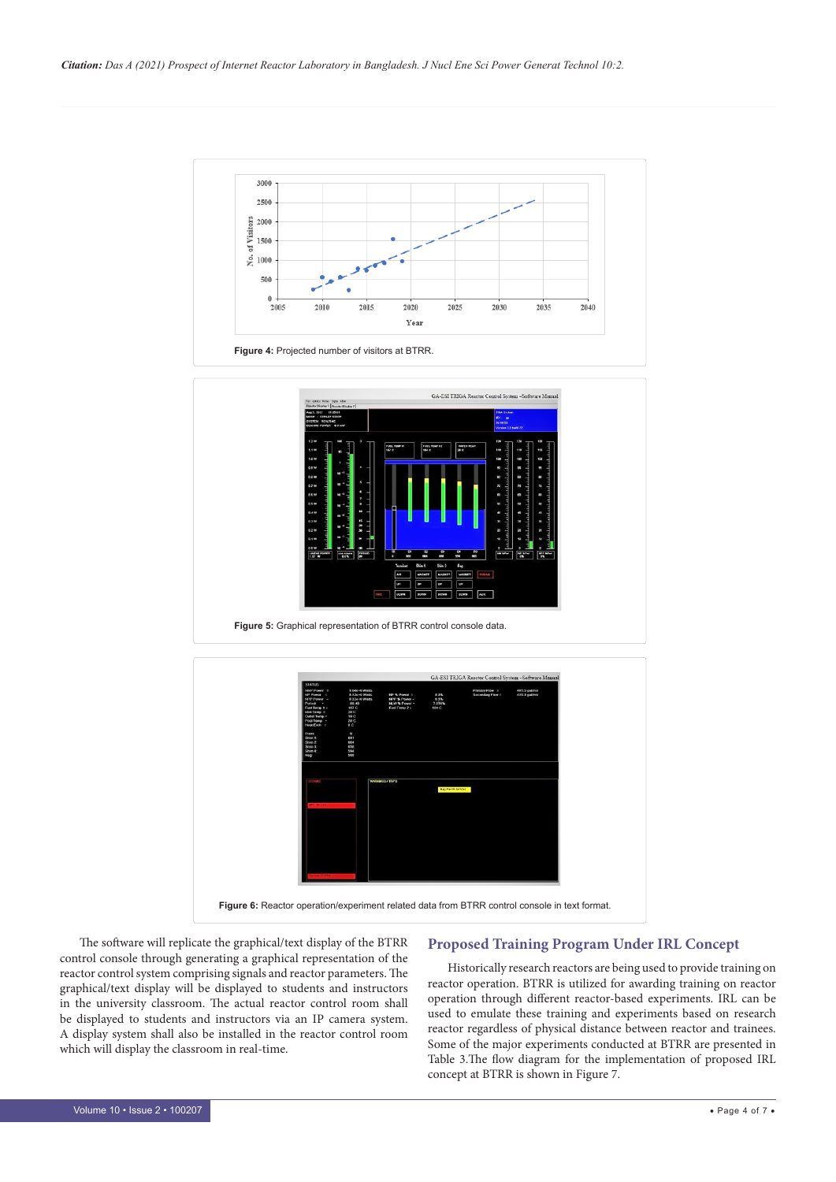3000
2500
2000
1500
1000
500
0

No. of Visitors

2005 2010 2015 2020 2025 2030 2035 2040

Year

**Figure 4:** Projected number of visitors at BTRR.

**Figure 5:** Graphical representation of BTRR control console data.

**Figure 6:** Reactor operation/experiment related data from BTRR control console in text format.

The software will replicate the graphical/text display of the BTRR control console through generating a graphical representation of the reactor control system comprising signals and reactor parameters. The graphical/text display will be displayed to students and instructors in the university classroom. The actual reactor control room shall be displayed to students and instructors via an IP camera system. A display system shall also be installed in the reactor control room which will display the classroom in real-time.

## Proposed Training Program Under IRL Concept

Historically research reactors are being used to provide training on reactor operation. BTRR is utilized for awarding training on reactor operation through different reactor-based experiments. IRL can be used to emulate these training and experiments based on research reactor regardless of physical distance between reactor and trainees. Some of the major experiments conducted at BTRR are presented in Table 3.The flow diagram for the implementation of proposed IRL concept at BTRR is shown in Figure 7.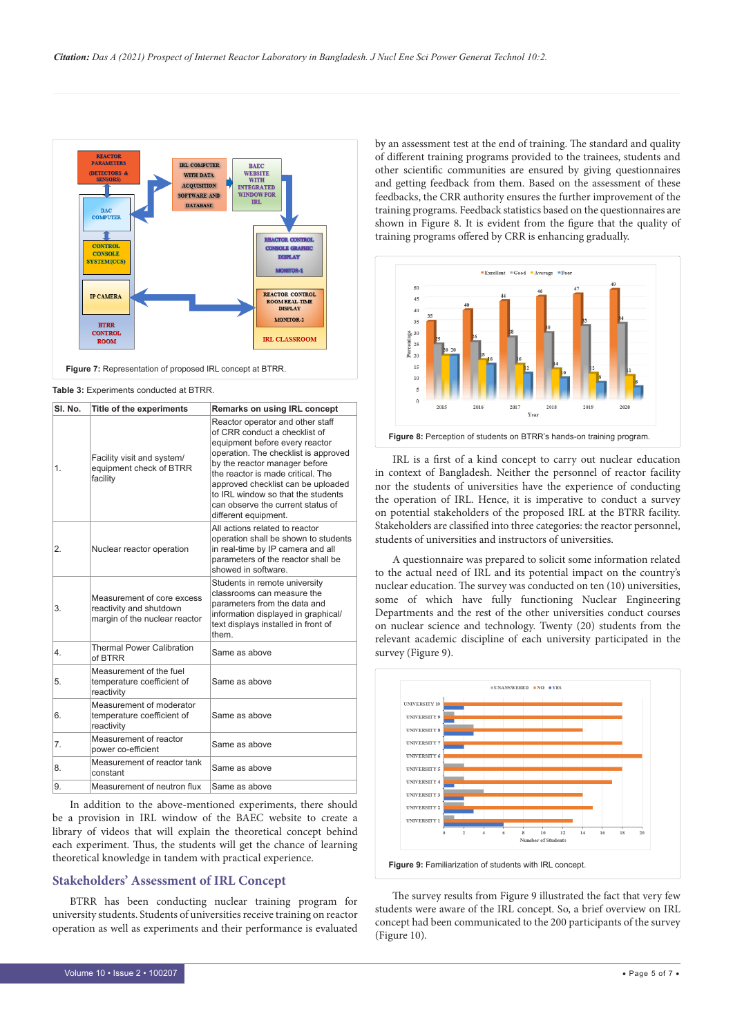Figure 7: Representation of proposed IRL concept at BTRR.

Table 3: Experiments conducted at BTRR.

| Sl. No. | Title of the experiments | Remarks on using IRL concept |
|---|---|---|
| 1. | Facility visit and system/ equipment check of BTRR facility | Reactor operator and other staff of CRR conduct a checklist of equipment before every reactor operation. The checklist is approved by the reactor manager before the reactor is made critical. The approved checklist can be uploaded to IRL window so that the students can observe the current status of different equipment. |
| 2. | Nuclear reactor operation | All actions related to reactor operation shall be shown to students in real-time by IP camera and all parameters of the reactor shall be showed in software. |
| 3. | Measurement of core excess reactivity and shutdown margin of the nuclear reactor | Students in remote university classrooms can measure the parameters from the data and information displayed in graphical/ text displays installed in front of them. |
| 4. | Thermal Power Calibration of BTRR | Same as above |
| 5. | Measurement of the fuel temperature coefficient of reactivity | Same as above |
| 6. | Measurement of moderator temperature coefficient of reactivity | Same as above |
| 7. | Measurement of reactor power co-efficient | Same as above |
| 8. | Measurement of reactor tank constant | Same as above |
| 9. | Measurement of neutron flux | Same as above |

In addition to the above-mentioned experiments, there should be a provision in IRL window of the BAEC website to create a library of videos that will explain the theoretical concept behind each experiment. Thus, the students will get the chance of learning theoretical knowledge in tandem with practical experience.

## Stakeholders' Assessment of IRL Concept

BTRR has been conducting nuclear training program for university students. Students of universities receive training on reactor operation as well as experiments and their performance is evaluated by an assessment test at the end of training. The standard and quality of different training programs provided to the trainees, students and other scientific communities are ensured by giving questionnaires and getting feedback from them. Based on the assessment of these feedbacks, the CRR authority ensures the further improvement of the training programs. Feedback statistics based on the questionnaires are shown in Figure 8. It is evident from the figure that the quality of training programs offered by CRR is enhancing gradually.

Figure 8: Perception of students on BTRR's hands-on training program.

IRL is a first of a kind concept to carry out nuclear education in context of Bangladesh. Neither the personnel of reactor facility nor the students of universities have the experience of conducting the operation of IRL. Hence, it is imperative to conduct a survey on potential stakeholders of the proposed IRL at the BTRR facility. Stakeholders are classified into three categories: the reactor personnel, students of universities and instructors of universities.

A questionnaire was prepared to solicit some information related to the actual need of IRL and its potential impact on the country's nuclear education. The survey was conducted on ten (10) universities, some of which have fully functioning Nuclear Engineering Departments and the rest of the other universities conduct courses on nuclear science and technology. Twenty (20) students from the relevant academic discipline of each university participated in the survey (Figure 9).

Figure 9: Familiarization of students with IRL concept.

The survey results from Figure 9 illustrated the fact that very few students were aware of the IRL concept. So, a brief overview on IRL concept had been communicated to the 200 participants of the survey (Figure 10).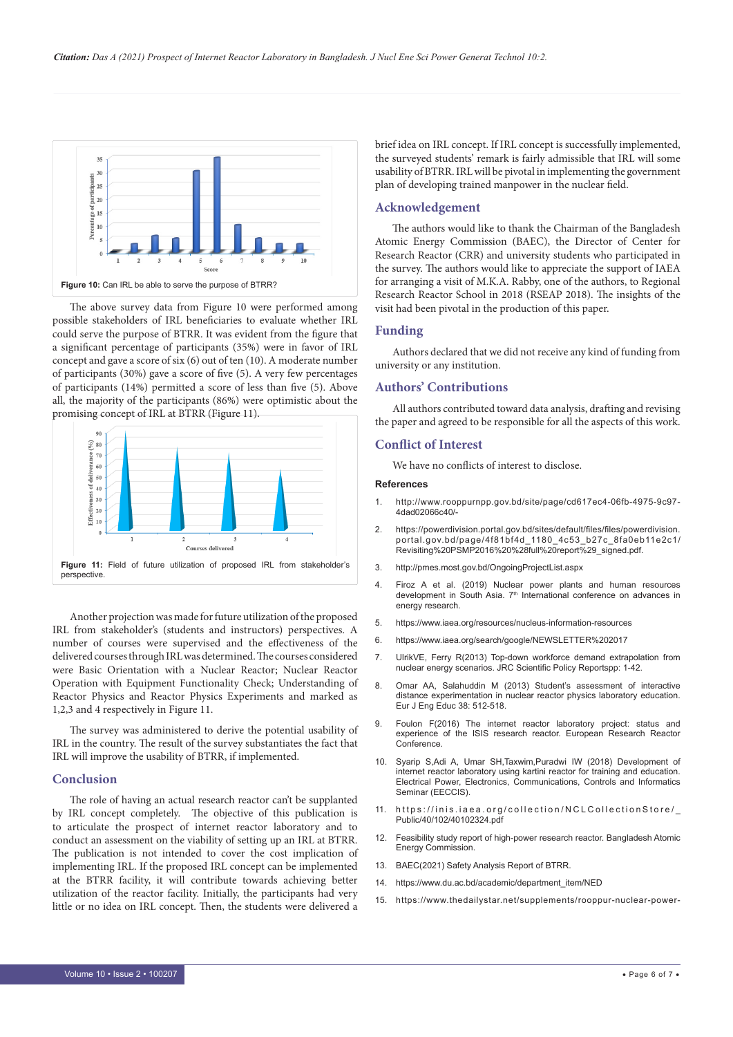35
30
25
20
15
10
5
0
Percentage of participants
1 2 3 4 5 6 7 8 9 10
Score

**Figure 10:** Can IRL be able to serve the purpose of BTRR?

The above survey data from Figure 10 were performed among possible stakeholders of IRL beneficiaries to evaluate whether IRL could serve the purpose of BTRR. It was evident from the figure that a significant percentage of participants (35%) were in favor of IRL concept and gave a score of six (6) out of ten (10). A moderate number of participants (30%) gave a score of five (5). A very few percentages of participants (14%) permitted a score of less than five (5). Above all, the majority of the participants (86%) were optimistic about the promising concept of IRL at BTRR (Figure 11).

90
80
70
60
50
40
30
20
10
0
Effectiveness of deliverance (%)
1 2 3 4
Courses delivered

**Figure 11:** Field of future utilization of proposed IRL from stakeholder's perspective.

Another projection was made for future utilization of the proposed IRL from stakeholder's (students and instructors) perspectives. A number of courses were supervised and the effectiveness of the delivered courses through IRL was determined. The courses considered were Basic Orientation with a Nuclear Reactor; Nuclear Reactor Operation with Equipment Functionality Check; Understanding of Reactor Physics and Reactor Physics Experiments and marked as 1,2,3 and 4 respectively in Figure 11.

The survey was administered to derive the potential usability of IRL in the country. The result of the survey substantiates the fact that IRL will improve the usability of BTRR, if implemented.

## Conclusion

The role of having an actual research reactor can't be supplanted by IRL concept completely. The objective of this publication is to articulate the prospect of internet reactor laboratory and to conduct an assessment on the viability of setting up an IRL at BTRR. The publication is not intended to cover the cost implication of implementing IRL. If the proposed IRL concept can be implemented at the BTRR facility, it will contribute towards achieving better utilization of the reactor facility. Initially, the participants had very little or no idea on IRL concept. Then, the students were delivered a brief idea on IRL concept. If IRL concept is successfully implemented, the surveyed students' remark is fairly admissible that IRL will some usability of BTRR. IRL will be pivotal in implementing the government plan of developing trained manpower in the nuclear field.

## Acknowledgement

The authors would like to thank the Chairman of the Bangladesh Atomic Energy Commission (BAEC), the Director of Center for Research Reactor (CRR) and university students who participated in the survey. The authors would like to appreciate the support of IAEA for arranging a visit of M.K.A. Rabby, one of the authors, to Regional Research Reactor School in 2018 (RSEAP 2018). The insights of the visit had been pivotal in the production of this paper.

## Funding

Authors declared that we did not receive any kind of funding from university or any institution.

## Authors' Contributions

All authors contributed toward data analysis, drafting and revising the paper and agreed to be responsible for all the aspects of this work.

## Conflict of Interest

We have no conflicts of interest to disclose.

### References

1. http://www.rooppurnpp.gov.bd/site/page/cd617ec4-06fb-4975-9c97-4dad02066c40/-
2. https://powerdivision.portal.gov.bd/sites/default/files/files/powerdivision.portal.gov.bd/page/4f81bf4d_1180_4c53_b27c_8fa0eb11e2c1/Revisiting%20PSMP2016%20%28full%20report%29_signed.pdf.
3. http://pmes.most.gov.bd/OngoingProjectList.aspx
4. Firoz A et al. (2019) Nuclear power plants and human resources development in South Asia. 7th International conference on advances in energy research.
5. https://www.iaea.org/resources/nucleus-information-resources
6. https://www.iaea.org/search/google/NEWSLETTER%202017
7. UlrikVE, Ferry R(2013) Top-down workforce demand extrapolation from nuclear energy scenarios. JRC Scientific Policy Reportspp: 1-42.
8. Omar AA, Salahuddin M (2013) Student's assessment of interactive distance experimentation in nuclear reactor physics laboratory education. Eur J Eng Educ 38: 512-518.
9. Foulon F(2016) The internet reactor laboratory project: status and experience of the ISIS research reactor. European Research Reactor Conference.
10. Syarip S,Adi A, Umar SH,Taxwim,Puradwi IW (2018) Development of internet reactor laboratory using kartini reactor for training and education. Electrical Power, Electronics, Communications, Controls and Informatics Seminar (EECCIS).
11. https://inis.iaea.org/collection/NCLCollectionStore/_Public/40/102/40102324.pdf
12. Feasibility study report of high-power research reactor. Bangladesh Atomic Energy Commission.
13. BAEC(2021) Safety Analysis Report of BTRR.
14. https://www.du.ac.bd/academic/department_item/NED
15. https://www.thedailystar.net/supplements/rooppur-nuclear-power-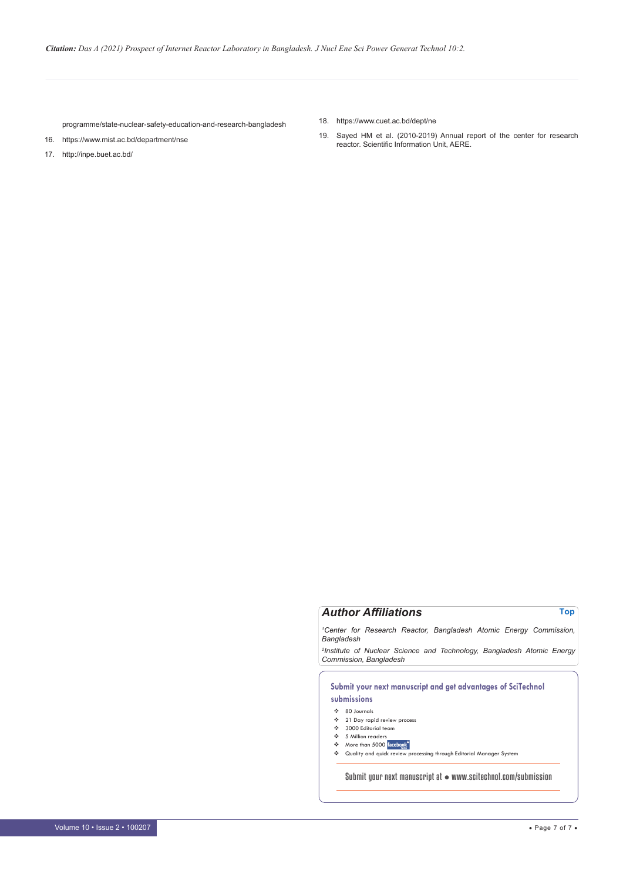programme/state-nuclear-safety-education-and-research-bangladesh

16. https://www.mist.ac.bd/department/nse
17. http://inpe.buet.ac.bd/
18. https://www.cuet.ac.bd/dept/ne
19. Sayed HM et al. (2010-2019) Annual report of the center for research reactor. Scientific Information Unit, AERE.

## Author Affiliations

Top

[1]Center for Research Reactor, Bangladesh Atomic Energy Commission, Bangladesh

[2]Institute of Nuclear Science and Technology, Bangladesh Atomic Energy Commission, Bangladesh

**Submit your next manuscript and get advantages of SciTechnol submissions**

- 80 Journals
- 21 Day rapid review process
- 3000 Editorial team
- 5 Million readers
- More than 5000 facebook
- Quality and quick review processing through Editorial Manager System

**Submit your next manuscript at ● www.scitechnol.com/submission**